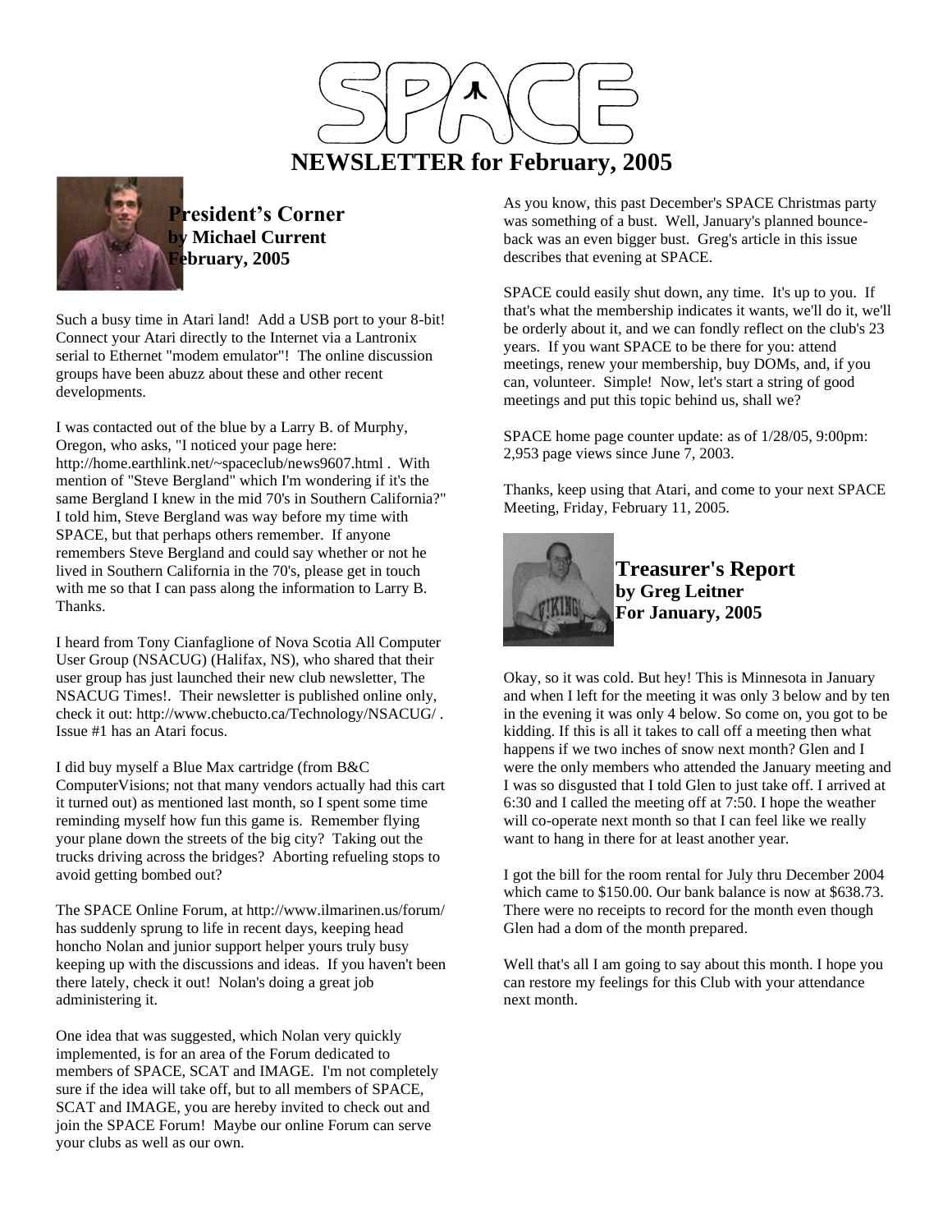# SPACE

## NEWSLETTER for February, 2005

### President's Corner
**by Michael Current**
**February, 2005**

Such a busy time in Atari land! Add a USB port to your 8-bit! Connect your Atari directly to the Internet via a Lantronix serial to Ethernet "modem emulator"! The online discussion groups have been abuzz about these and other recent developments.

I was contacted out of the blue by a Larry B. of Murphy, Oregon, who asks, "I noticed your page here: http://home.earthlink.net/~spaceclub/news9607.html . With mention of "Steve Bergland" which I'm wondering if it's the same Bergland I knew in the mid 70's in Southern California?" I told him, Steve Bergland was way before my time with SPACE, but that perhaps others remember. If anyone remembers Steve Bergland and could say whether or not he lived in Southern California in the 70's, please get in touch with me so that I can pass along the information to Larry B. Thanks.

I heard from Tony Cianfaglione of Nova Scotia All Computer User Group (NSACUG) (Halifax, NS), who shared that their user group has just launched their new club newsletter, The NSACUG Times!. Their newsletter is published online only, check it out: http://www.chebucto.ca/Technology/NSACUG/ . Issue #1 has an Atari focus.

I did buy myself a Blue Max cartridge (from B&C ComputerVisions; not that many vendors actually had this cart it turned out) as mentioned last month, so I spent some time reminding myself how fun this game is. Remember flying your plane down the streets of the big city? Taking out the trucks driving across the bridges? Aborting refueling stops to avoid getting bombed out?

The SPACE Online Forum, at http://www.ilmarinen.us/forum/ has suddenly sprung to life in recent days, keeping head honcho Nolan and junior support helper yours truly busy keeping up with the discussions and ideas. If you haven't been there lately, check it out! Nolan's doing a great job administering it.

One idea that was suggested, which Nolan very quickly implemented, is for an area of the Forum dedicated to members of SPACE, SCAT and IMAGE. I'm not completely sure if the idea will take off, but to all members of SPACE, SCAT and IMAGE, you are hereby invited to check out and join the SPACE Forum! Maybe our online Forum can serve your clubs as well as our own.

As you know, this past December's SPACE Christmas party was something of a bust. Well, January's planned bounce-back was an even bigger bust. Greg's article in this issue describes that evening at SPACE.

SPACE could easily shut down, any time. It's up to you. If that's what the membership indicates it wants, we'll do it, we'll be orderly about it, and we can fondly reflect on the club's 23 years. If you want SPACE to be there for you: attend meetings, renew your membership, buy DOMs, and, if you can, volunteer. Simple! Now, let's start a string of good meetings and put this topic behind us, shall we?

SPACE home page counter update: as of 1/28/05, 9:00pm: 2,953 page views since June 7, 2003.

Thanks, keep using that Atari, and come to your next SPACE Meeting, Friday, February 11, 2005.

### Treasurer's Report
**by Greg Leitner**
**For January, 2005**

Okay, so it was cold. But hey! This is Minnesota in January and when I left for the meeting it was only 3 below and by ten in the evening it was only 4 below. So come on, you got to be kidding. If this is all it takes to call off a meeting then what happens if we two inches of snow next month? Glen and I were the only members who attended the January meeting and I was so disgusted that I told Glen to just take off. I arrived at 6:30 and I called the meeting off at 7:50. I hope the weather will co-operate next month so that I can feel like we really want to hang in there for at least another year.

I got the bill for the room rental for July thru December 2004 which came to $150.00. Our bank balance is now at $638.73. There were no receipts to record for the month even though Glen had a dom of the month prepared.

Well that's all I am going to say about this month. I hope you can restore my feelings for this Club with your attendance next month.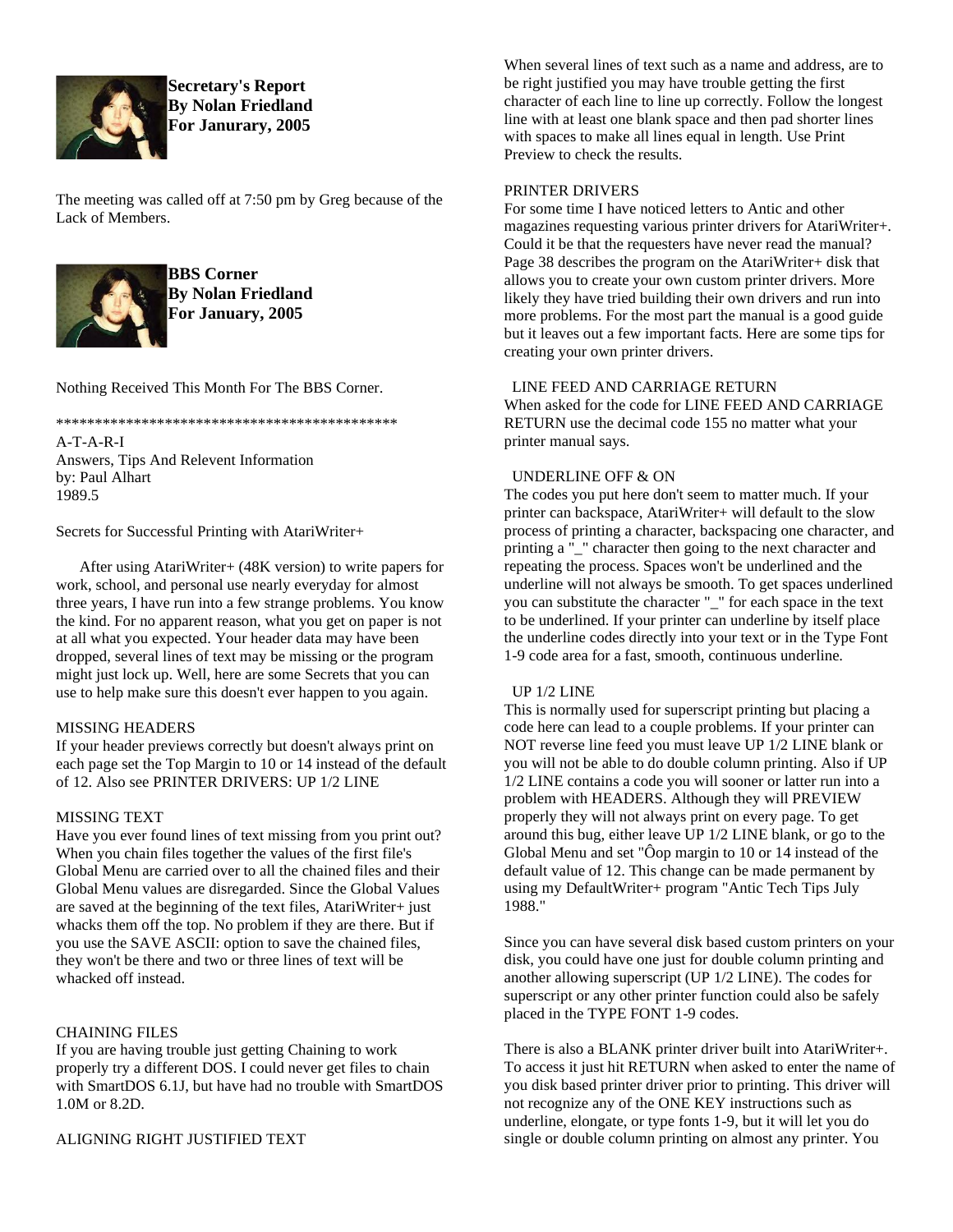**Secretary's Report**
**By Nolan Friedland**
**For Janurary, 2005**

The meeting was called off at 7:50 pm by Greg because of the Lack of Members.

**BBS Corner**
**By Nolan Friedland**
**For January, 2005**

Nothing Received This Month For The BBS Corner.

*********************************************

A-T-A-R-I
Answers, Tips And Relevent Information
by: Paul Alhart
1989.5

Secrets for Successful Printing with AtariWriter+

After using AtariWriter+ (48K version) to write papers for work, school, and personal use nearly everyday for almost three years, I have run into a few strange problems. You know the kind. For no apparent reason, what you get on paper is not at all what you expected. Your header data may have been dropped, several lines of text may be missing or the program might just lock up. Well, here are some Secrets that you can use to help make sure this doesn't ever happen to you again.

MISSING HEADERS
If your header previews correctly but doesn't always print on each page set the Top Margin to 10 or 14 instead of the default of 12. Also see PRINTER DRIVERS: UP 1/2 LINE

MISSING TEXT
Have you ever found lines of text missing from you print out? When you chain files together the values of the first file's Global Menu are carried over to all the chained files and their Global Menu values are disregarded. Since the Global Values are saved at the beginning of the text files, AtariWriter+ just whacks them off the top. No problem if they are there. But if you use the SAVE ASCII: option to save the chained files, they won't be there and two or three lines of text will be whacked off instead.

CHAINING FILES
If you are having trouble just getting Chaining to work properly try a different DOS. I could never get files to chain with SmartDOS 6.1J, but have had no trouble with SmartDOS 1.0M or 8.2D.

ALIGNING RIGHT JUSTIFIED TEXT
When several lines of text such as a name and address, are to be right justified you may have trouble getting the first character of each line to line up correctly. Follow the longest line with at least one blank space and then pad shorter lines with spaces to make all lines equal in length. Use Print Preview to check the results.

PRINTER DRIVERS
For some time I have noticed letters to Antic and other magazines requesting various printer drivers for AtariWriter+. Could it be that the requesters have never read the manual? Page 38 describes the program on the AtariWriter+ disk that allows you to create your own custom printer drivers. More likely they have tried building their own drivers and run into more problems. For the most part the manual is a good guide but it leaves out a few important facts. Here are some tips for creating your own printer drivers.

LINE FEED AND CARRIAGE RETURN
When asked for the code for LINE FEED AND CARRIAGE RETURN use the decimal code 155 no matter what your printer manual says.

UNDERLINE OFF & ON
The codes you put here don't seem to matter much. If your printer can backspace, AtariWriter+ will default to the slow process of printing a character, backspacing one character, and printing a "_" character then going to the next character and repeating the process. Spaces won't be underlined and the underline will not always be smooth. To get spaces underlined you can substitute the character "_" for each space in the text to be underlined. If your printer can underline by itself place the underline codes directly into your text or in the Type Font 1-9 code area for a fast, smooth, continuous underline.

UP 1/2 LINE
This is normally used for superscript printing but placing a code here can lead to a couple problems. If your printer can NOT reverse line feed you must leave UP 1/2 LINE blank or you will not be able to do double column printing. Also if UP 1/2 LINE contains a code you will sooner or latter run into a problem with HEADERS. Although they will PREVIEW properly they will not always print on every page. To get around this bug, either leave UP 1/2 LINE blank, or go to the Global Menu and set "Ôop margin to 10 or 14 instead of the default value of 12. This change can be made permanent by using my DefaultWriter+ program "Antic Tech Tips July 1988."

Since you can have several disk based custom printers on your disk, you could have one just for double column printing and another allowing superscript (UP 1/2 LINE). The codes for superscript or any other printer function could also be safely placed in the TYPE FONT 1-9 codes.

There is also a BLANK printer driver built into AtariWriter+. To access it just hit RETURN when asked to enter the name of you disk based printer driver prior to printing. This driver will not recognize any of the ONE KEY instructions such as underline, elongate, or type fonts 1-9, but it will let you do single or double column printing on almost any printer. You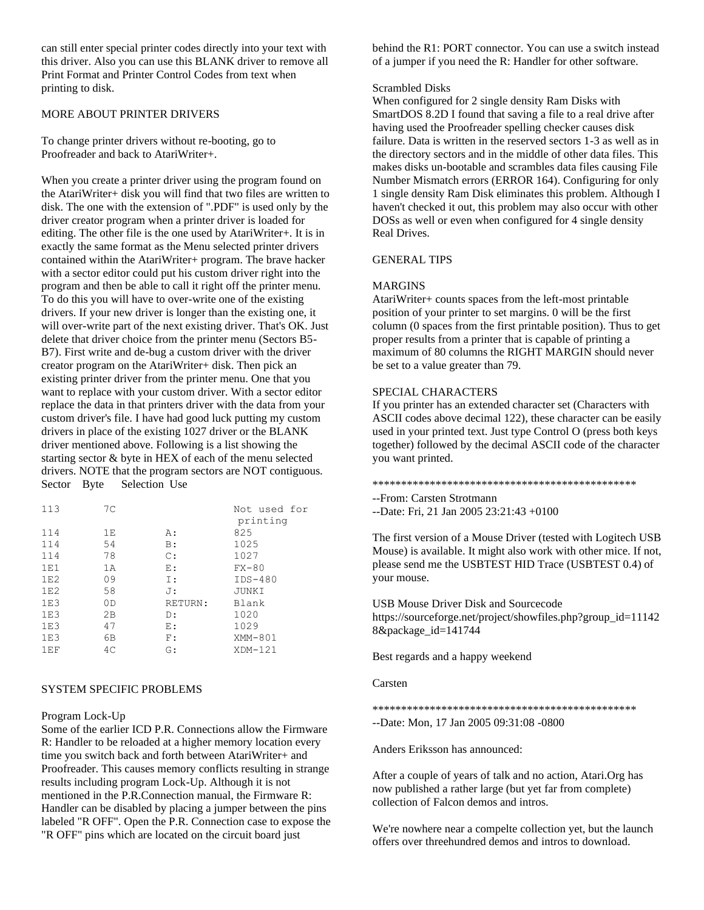can still enter special printer codes directly into your text with this driver. Also you can use this BLANK driver to remove all Print Format and Printer Control Codes from text when printing to disk.

MORE ABOUT PRINTER DRIVERS

To change printer drivers without re-booting, go to Proofreader and back to AtariWriter+.

When you create a printer driver using the program found on the AtariWriter+ disk you will find that two files are written to disk. The one with the extension of ".PDF" is used only by the driver creator program when a printer driver is loaded for editing. The other file is the one used by AtariWriter+. It is in exactly the same format as the Menu selected printer drivers contained within the AtariWriter+ program. The brave hacker with a sector editor could put his custom driver right into the program and then be able to call it right off the printer menu. To do this you will have to over-write one of the existing drivers. If your new driver is longer than the existing one, it will over-write part of the next existing driver. That's OK. Just delete that driver choice from the printer menu (Sectors B5-B7). First write and de-bug a custom driver with the driver creator program on the AtariWriter+ disk. Then pick an existing printer driver from the printer menu. One that you want to replace with your custom driver. With a sector editor replace the data in that printers driver with the data from your custom driver's file. I have had good luck putting my custom drivers in place of the existing 1027 driver or the BLANK driver mentioned above. Following is a list showing the starting sector & byte in HEX of each of the menu selected drivers. NOTE that the program sectors are NOT contiguous.

| Sector | Byte | Selection | Use |
|---|---|---|---|
| 113 | 7C | | Not used for printing |
| 114 | 1E | A: | 825 |
| 114 | 54 | B: | 1025 |
| 114 | 78 | C: | 1027 |
| 1E1 | 1A | E: | FX-80 |
| 1E2 | 09 | I: | IDS-480 |
| 1E2 | 58 | J: | JUNKI |
| 1E3 | 0D | RETURN: | Blank |
| 1E3 | 2B | D: | 1020 |
| 1E3 | 47 | E: | 1029 |
| 1E3 | 6B | F: | XMM-801 |
| 1EF | 4C | G: | XDM-121 |

SYSTEM SPECIFIC PROBLEMS

Program Lock-Up
Some of the earlier ICD P.R. Connections allow the Firmware R: Handler to be reloaded at a higher memory location every time you switch back and forth between AtariWriter+ and Proofreader. This causes memory conflicts resulting in strange results including program Lock-Up. Although it is not mentioned in the P.R.Connection manual, the Firmware R: Handler can be disabled by placing a jumper between the pins labeled "R OFF". Open the P.R. Connection case to expose the "R OFF" pins which are located on the circuit board just behind the R1: PORT connector. You can use a switch instead of a jumper if you need the R: Handler for other software.

Scrambled Disks
When configured for 2 single density Ram Disks with SmartDOS 8.2D I found that saving a file to a real drive after having used the Proofreader spelling checker causes disk failure. Data is written in the reserved sectors 1-3 as well as in the directory sectors and in the middle of other data files. This makes disks un-bootable and scrambles data files causing File Number Mismatch errors (ERROR 164). Configuring for only 1 single density Ram Disk eliminates this problem. Although I haven't checked it out, this problem may also occur with other DOSs as well or even when configured for 4 single density Real Drives.

GENERAL TIPS

MARGINS
AtariWriter+ counts spaces from the left-most printable position of your printer to set margins. 0 will be the first column (0 spaces from the first printable position). Thus to get proper results from a printer that is capable of printing a maximum of 80 columns the RIGHT MARGIN should never be set to a value greater than 79.

SPECIAL CHARACTERS
If you printer has an extended character set (Characters with ASCII codes above decimal 122), these character can be easily used in your printed text. Just type Control O (press both keys together) followed by the decimal ASCII code of the character you want printed.

**********************************************

--From: Carsten Strotmann
--Date: Fri, 21 Jan 2005 23:21:43 +0100

The first version of a Mouse Driver (tested with Logitech USB Mouse) is available. It might also work with other mice. If not, please send me the USBTEST HID Trace (USBTEST 0.4) of your mouse.

USB Mouse Driver Disk and Sourcecode
https://sourceforge.net/project/showfiles.php?group_id=111428&package_id=141744

Best regards and a happy weekend

Carsten

**********************************************
--Date: Mon, 17 Jan 2005 09:31:08 -0800

Anders Eriksson has announced:

After a couple of years of talk and no action, Atari.Org has now published a rather large (but yet far from complete) collection of Falcon demos and intros.

We're nowhere near a compelte collection yet, but the launch offers over threehundred demos and intros to download.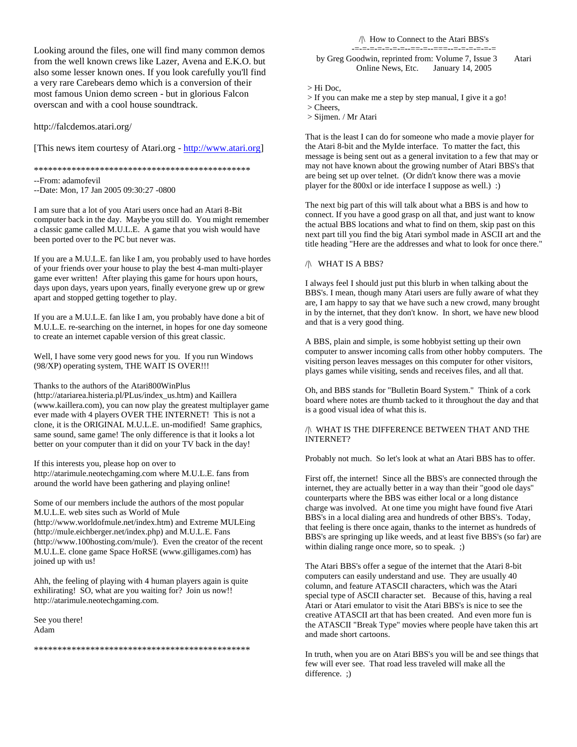Looking around the files, one will find many common demos from the well known crews like Lazer, Avena and E.K.O. but also some lesser known ones. If you look carefully you'll find a very rare Carebears demo which is a conversion of their most famous Union demo screen - but in glorious Falcon overscan and with a cool house soundtrack.

http://falcdemos.atari.org/

[This news item courtesy of Atari.org - http://www.atari.org]

\*\*\*\*\*\*\*\*\*\*\*\*\*\*\*\*\*\*\*\*\*\*\*\*\*\*\*\*\*\*\*\*\*\*\*\*\*\*\*\*\*\*\*\*\*\*\*\*

--From: adamofevil
--Date: Mon, 17 Jan 2005 09:30:27 -0800

I am sure that a lot of you Atari users once had an Atari 8-Bit computer back in the day. Maybe you still do. You might remember a classic game called M.U.L.E. A game that you wish would have been ported over to the PC but never was.

If you are a M.U.L.E. fan like I am, you probably used to have hordes of your friends over your house to play the best 4-man multi-player game ever written! After playing this game for hours upon hours, days upon days, years upon years, finally everyone grew up or grew apart and stopped getting together to play.

If you are a M.U.L.E. fan like I am, you probably have done a bit of M.U.L.E. re-searching on the internet, in hopes for one day someone to create an internet capable version of this great classic.

Well, I have some very good news for you. If you run Windows (98/XP) operating system, THE WAIT IS OVER!!!

Thanks to the authors of the Atari800WinPlus (http://atariarea.histeria.pl/PLus/index_us.htm) and Kaillera (www.kaillera.com), you can now play the greatest multiplayer game ever made with 4 players OVER THE INTERNET! This is not a clone, it is the ORIGINAL M.U.L.E. un-modified! Same graphics, same sound, same game! The only difference is that it looks a lot better on your computer than it did on your TV back in the day!

If this interests you, please hop on over to http://atarimule.neotechgaming.com where M.U.L.E. fans from around the world have been gathering and playing online!

Some of our members include the authors of the most popular M.U.L.E. web sites such as World of Mule (http://www.worldofmule.net/index.htm) and Extreme MULEing (http://mule.eichberger.net/index.php) and M.U.L.E. Fans (http://www.100hosting.com/mule/). Even the creator of the recent M.U.L.E. clone game Space HoRSE (www.gilligames.com) has joined up with us!

Ahh, the feeling of playing with 4 human players again is quite exhilirating! SO, what are you waiting for? Join us now!! http://atarimule.neotechgaming.com.

See you there!
Adam

\*\*\*\*\*\*\*\*\*\*\*\*\*\*\*\*\*\*\*\*\*\*\*\*\*\*\*\*\*\*\*\*\*\*\*\*\*\*\*\*\*\*\*\*\*\*\*\*

/|\ How to Connect to the Atari BBS's
-=-=-=-=-=-=-=--==-=--====--=-=-=-=-=-=

by Greg Goodwin, reprinted from: Volume 7, Issue 3 Atari Online News, Etc. January 14, 2005

> Hi Doc,
> If you can make me a step by step manual, I give it a go!
> Cheers,
> Sijmen. / Mr Atari

That is the least I can do for someone who made a movie player for the Atari 8-bit and the MyIde interface. To matter the fact, this message is being sent out as a general invitation to a few that may or may not have known about the growing number of Atari BBS's that are being set up over telnet. (Or didn't know there was a movie player for the 800xl or ide interface I suppose as well.) :)

The next big part of this will talk about what a BBS is and how to connect. If you have a good grasp on all that, and just want to know the actual BBS locations and what to find on them, skip past on this next part till you find the big Atari symbol made in ASCII art and the title heading "Here are the addresses and what to look for once there."

/|\ WHAT IS A BBS?

I always feel I should just put this blurb in when talking about the BBS's. I mean, though many Atari users are fully aware of what they are, I am happy to say that we have such a new crowd, many brought in by the internet, that they don't know. In short, we have new blood and that is a very good thing.

A BBS, plain and simple, is some hobbyist setting up their own computer to answer incoming calls from other hobby computers. The visiting person leaves messages on this computer for other visitors, plays games while visiting, sends and receives files, and all that.

Oh, and BBS stands for "Bulletin Board System." Think of a cork board where notes are thumb tacked to it throughout the day and that is a good visual idea of what this is.

/|\ WHAT IS THE DIFFERENCE BETWEEN THAT AND THE INTERNET?

Probably not much. So let's look at what an Atari BBS has to offer.

First off, the internet! Since all the BBS's are connected through the internet, they are actually better in a way than their "good ole days" counterparts where the BBS was either local or a long distance charge was involved. At one time you might have found five Atari BBS's in a local dialing area and hundreds of other BBS's. Today, that feeling is there once again, thanks to the internet as hundreds of BBS's are springing up like weeds, and at least five BBS's (so far) are within dialing range once more, so to speak. ;)

The Atari BBS's offer a segue of the internet that the Atari 8-bit computers can easily understand and use. They are usually 40 column, and feature ATASCII characters, which was the Atari special type of ASCII character set. Because of this, having a real Atari or Atari emulator to visit the Atari BBS's is nice to see the creative ATASCII art that has been created. And even more fun is the ATASCII "Break Type" movies where people have taken this art and made short cartoons.

In truth, when you are on Atari BBS's you will be and see things that few will ever see. That road less traveled will make all the difference. ;)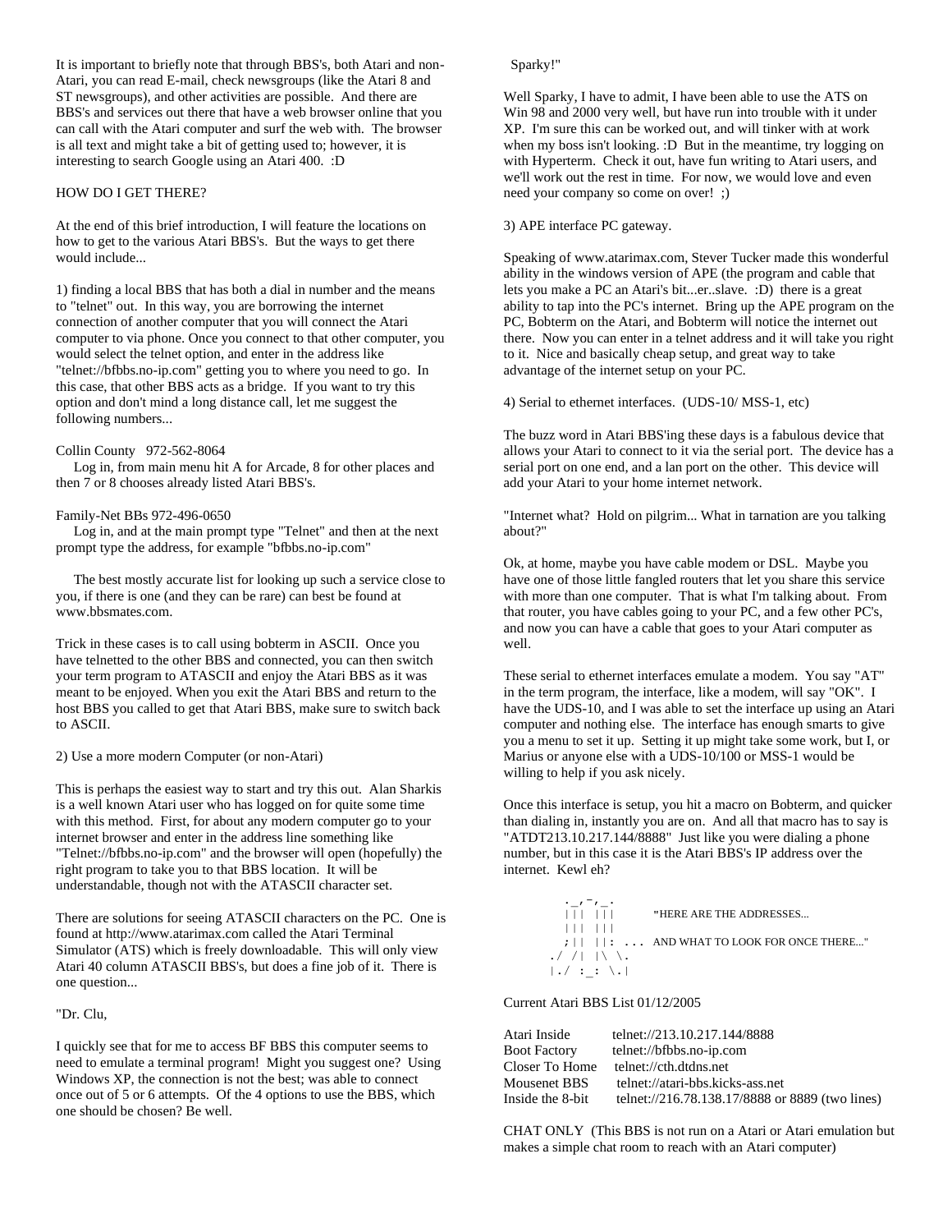It is important to briefly note that through BBS's, both Atari and non-Atari, you can read E-mail, check newsgroups (like the Atari 8 and ST newsgroups), and other activities are possible. And there are BBS's and services out there that have a web browser online that you can call with the Atari computer and surf the web with. The browser is all text and might take a bit of getting used to; however, it is interesting to search Google using an Atari 400. :D

HOW DO I GET THERE?

At the end of this brief introduction, I will feature the locations on how to get to the various Atari BBS's. But the ways to get there would include...

1) finding a local BBS that has both a dial in number and the means to "telnet" out. In this way, you are borrowing the internet connection of another computer that you will connect the Atari computer to via phone. Once you connect to that other computer, you would select the telnet option, and enter in the address like "telnet://bfbbs.no-ip.com" getting you to where you need to go. In this case, that other BBS acts as a bridge. If you want to try this option and don't mind a long distance call, let me suggest the following numbers...

Collin County 972-562-8064
Log in, from main menu hit A for Arcade, 8 for other places and then 7 or 8 chooses already listed Atari BBS's.

Family-Net BBs 972-496-0650
Log in, and at the main prompt type "Telnet" and then at the next prompt type the address, for example "bfbbs.no-ip.com"

The best mostly accurate list for looking up such a service close to you, if there is one (and they can be rare) can best be found at www.bbsmates.com.

Trick in these cases is to call using bobterm in ASCII. Once you have telnetted to the other BBS and connected, you can then switch your term program to ATASCII and enjoy the Atari BBS as it was meant to be enjoyed. When you exit the Atari BBS and return to the host BBS you called to get that Atari BBS, make sure to switch back to ASCII.

2) Use a more modern Computer (or non-Atari)

This is perhaps the easiest way to start and try this out. Alan Sharkis is a well known Atari user who has logged on for quite some time with this method. First, for about any modern computer go to your internet browser and enter in the address line something like "Telnet://bfbbs.no-ip.com" and the browser will open (hopefully) the right program to take you to that BBS location. It will be understandable, though not with the ATASCII character set.

There are solutions for seeing ATASCII characters on the PC. One is found at http://www.atarimax.com called the Atari Terminal Simulator (ATS) which is freely downloadable. This will only view Atari 40 column ATASCII BBS's, but does a fine job of it. There is one question...

"Dr. Clu,

I quickly see that for me to access BF BBS this computer seems to need to emulate a terminal program! Might you suggest one? Using Windows XP, the connection is not the best; was able to connect once out of 5 or 6 attempts. Of the 4 options to use the BBS, which one should be chosen? Be well.

Sparky!"

Well Sparky, I have to admit, I have been able to use the ATS on Win 98 and 2000 very well, but have run into trouble with it under XP. I'm sure this can be worked out, and will tinker with at work when my boss isn't looking. :D But in the meantime, try logging on with Hyperterm. Check it out, have fun writing to Atari users, and we'll work out the rest in time. For now, we would love and even need your company so come on over! ;)

3) APE interface PC gateway.

Speaking of www.atarimax.com, Stever Tucker made this wonderful ability in the windows version of APE (the program and cable that lets you make a PC an Atari's bit...er..slave. :D) there is a great ability to tap into the PC's internet. Bring up the APE program on the PC, Bobterm on the Atari, and Bobterm will notice the internet out there. Now you can enter in a telnet address and it will take you right to it. Nice and basically cheap setup, and great way to take advantage of the internet setup on your PC.

4) Serial to ethernet interfaces. (UDS-10/ MSS-1, etc)

The buzz word in Atari BBS'ing these days is a fabulous device that allows your Atari to connect to it via the serial port. The device has a serial port on one end, and a lan port on the other. This device will add your Atari to your home internet network.

"Internet what? Hold on pilgrim... What in tarnation are you talking about?"

Ok, at home, maybe you have cable modem or DSL. Maybe you have one of those little fangled routers that let you share this service with more than one computer. That is what I'm talking about. From that router, you have cables going to your PC, and a few other PC's, and now you can have a cable that goes to your Atari computer as well.

These serial to ethernet interfaces emulate a modem. You say "AT" in the term program, the interface, like a modem, will say "OK". I have the UDS-10, and I was able to set the interface up using an Atari computer and nothing else. The interface has enough smarts to give you a menu to set it up. Setting it up might take some work, but I, or Marius or anyone else with a UDS-10/100 or MSS-1 would be willing to help if you ask nicely.

Once this interface is setup, you hit a macro on Bobterm, and quicker than dialing in, instantly you are on. And all that macro has to say is "ATDT213.10.217.144/8888" Just like you were dialing a phone number, but in this case it is the Atari BBS's IP address over the internet. Kewl eh?

```
    ._,-,_.
    |||  |||        "HERE ARE THE ADDRESSES...
    |||  |||
    ;||  ||: ...  AND WHAT TO LOOK FOR ONCE THERE..."
  ./ /|  |\ \.
  |./ :_: \.|
```

Current Atari BBS List 01/12/2005

| | |
|---|---|
| Atari Inside | telnet://213.10.217.144/8888 |
| Boot Factory | telnet://bfbbs.no-ip.com |
| Closer To Home | telnet://cth.dtdns.net |
| Mousenet BBS | telnet://atari-bbs.kicks-ass.net |
| Inside the 8-bit | telnet://216.78.138.17/8888 or 8889 (two lines) |

CHAT ONLY (This BBS is not run on a Atari or Atari emulation but makes a simple chat room to reach with an Atari computer)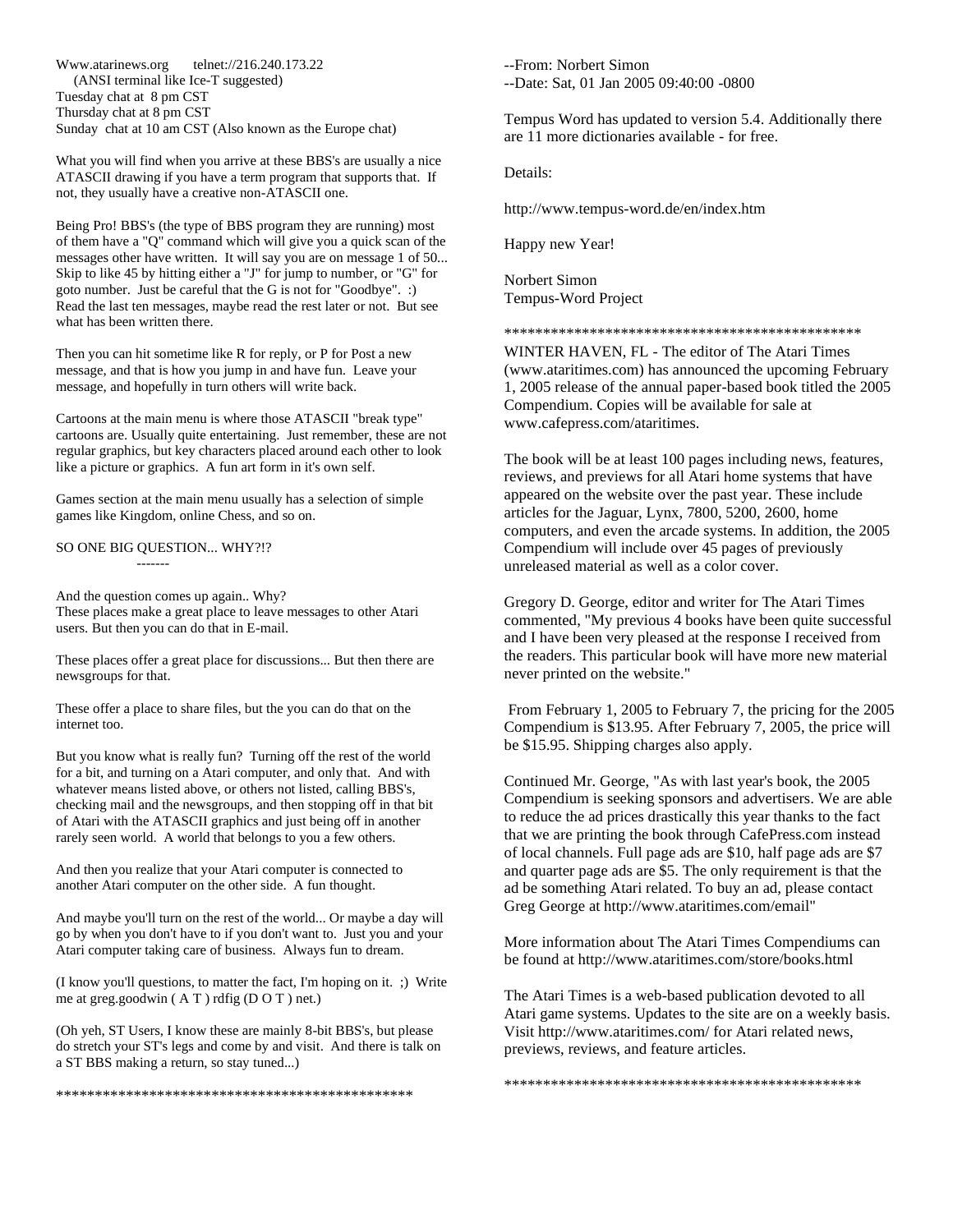Www.atarinews.org telnet://216.240.173.22
(ANSI terminal like Ice-T suggested)
Tuesday chat at 8 pm CST
Thursday chat at 8 pm CST
Sunday chat at 10 am CST (Also known as the Europe chat)

What you will find when you arrive at these BBS's are usually a nice ATASCII drawing if you have a term program that supports that. If not, they usually have a creative non-ATASCII one.

Being Pro! BBS's (the type of BBS program they are running) most of them have a "Q" command which will give you a quick scan of the messages other have written. It will say you are on message 1 of 50... Skip to like 45 by hitting either a "J" for jump to number, or "G" for goto number. Just be careful that the G is not for "Goodbye". :) Read the last ten messages, maybe read the rest later or not. But see what has been written there.

Then you can hit sometime like R for reply, or P for Post a new message, and that is how you jump in and have fun. Leave your message, and hopefully in turn others will write back.

Cartoons at the main menu is where those ATASCII "break type" cartoons are. Usually quite entertaining. Just remember, these are not regular graphics, but key characters placed around each other to look like a picture or graphics. A fun art form in it's own self.

Games section at the main menu usually has a selection of simple games like Kingdom, online Chess, and so on.

SO ONE BIG QUESTION... WHY?!?
-------

And the question comes up again.. Why?
These places make a great place to leave messages to other Atari users. But then you can do that in E-mail.

These places offer a great place for discussions... But then there are newsgroups for that.

These offer a place to share files, but the you can do that on the internet too.

But you know what is really fun? Turning off the rest of the world for a bit, and turning on a Atari computer, and only that. And with whatever means listed above, or others not listed, calling BBS's, checking mail and the newsgroups, and then stopping off in that bit of Atari with the ATASCII graphics and just being off in another rarely seen world. A world that belongs to you a few others.

And then you realize that your Atari computer is connected to another Atari computer on the other side. A fun thought.

And maybe you'll turn on the rest of the world... Or maybe a day will go by when you don't have to if you don't want to. Just you and your Atari computer taking care of business. Always fun to dream.

(I know you'll questions, to matter the fact, I'm hoping on it. ;) Write me at greg.goodwin ( A T ) rdfig (D O T ) net.)

(Oh yeh, ST Users, I know these are mainly 8-bit BBS's, but please do stretch your ST's legs and come by and visit. And there is talk on a ST BBS making a return, so stay tuned...)

**********************************************

--From: Norbert Simon
--Date: Sat, 01 Jan 2005 09:40:00 -0800

Tempus Word has updated to version 5.4. Additionally there are 11 more dictionaries available - for free.

Details:

http://www.tempus-word.de/en/index.htm

Happy new Year!

Norbert Simon
Tempus-Word Project

**********************************************

WINTER HAVEN, FL - The editor of The Atari Times (www.ataritimes.com) has announced the upcoming February 1, 2005 release of the annual paper-based book titled the 2005 Compendium. Copies will be available for sale at www.cafepress.com/ataritimes.

The book will be at least 100 pages including news, features, reviews, and previews for all Atari home systems that have appeared on the website over the past year. These include articles for the Jaguar, Lynx, 7800, 5200, 2600, home computers, and even the arcade systems. In addition, the 2005 Compendium will include over 45 pages of previously unreleased material as well as a color cover.

Gregory D. George, editor and writer for The Atari Times commented, "My previous 4 books have been quite successful and I have been very pleased at the response I received from the readers. This particular book will have more new material never printed on the website."

From February 1, 2005 to February 7, the pricing for the 2005 Compendium is $13.95. After February 7, 2005, the price will be $15.95. Shipping charges also apply.

Continued Mr. George, "As with last year's book, the 2005 Compendium is seeking sponsors and advertisers. We are able to reduce the ad prices drastically this year thanks to the fact that we are printing the book through CafePress.com instead of local channels. Full page ads are $10, half page ads are $7 and quarter page ads are $5. The only requirement is that the ad be something Atari related. To buy an ad, please contact Greg George at http://www.ataritimes.com/email"

More information about The Atari Times Compendiums can be found at http://www.ataritimes.com/store/books.html

The Atari Times is a web-based publication devoted to all Atari game systems. Updates to the site are on a weekly basis. Visit http://www.ataritimes.com/ for Atari related news, previews, reviews, and feature articles.

**********************************************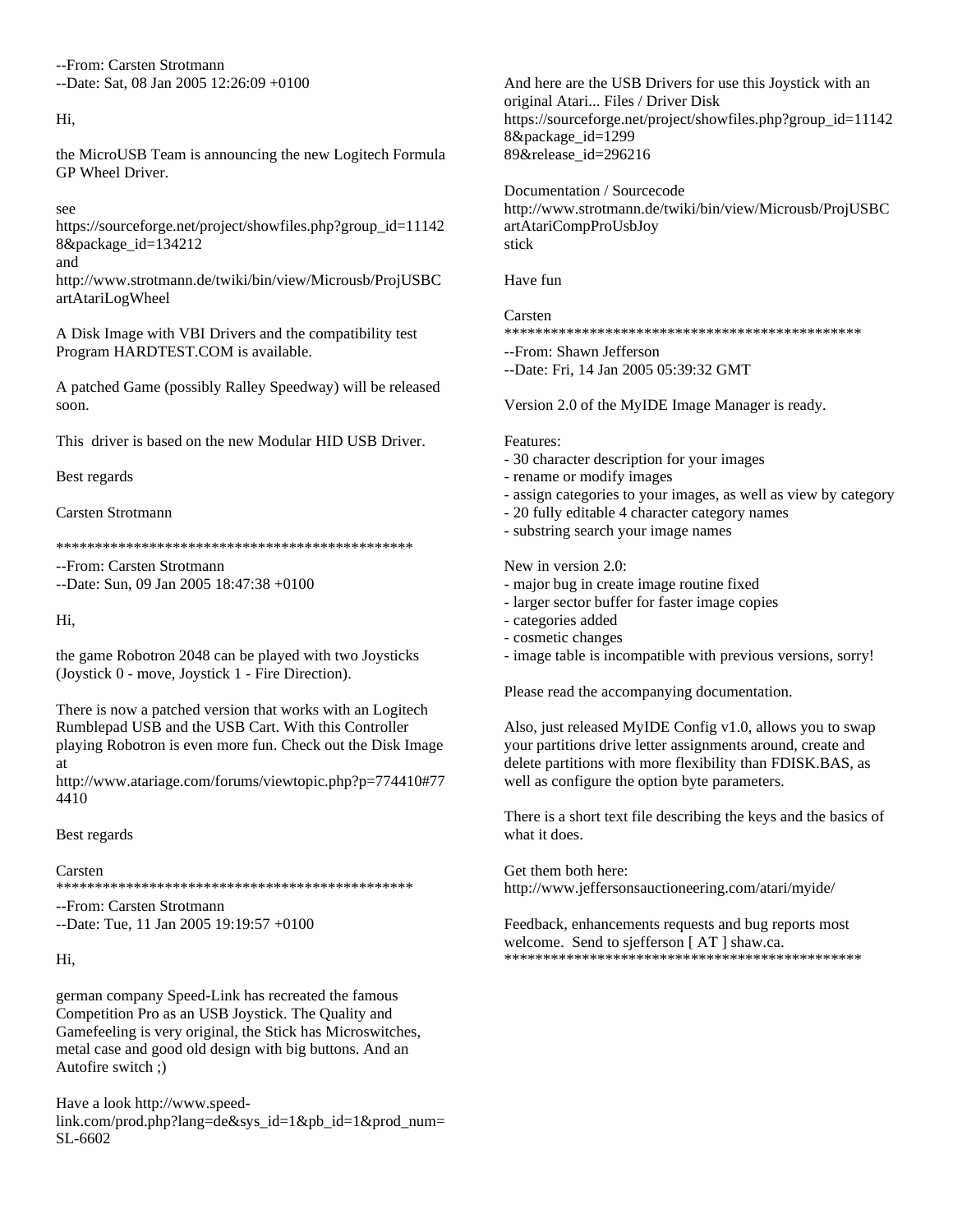--From: Carsten Strotmann
--Date: Sat, 08 Jan 2005 12:26:09 +0100

Hi,

the MicroUSB Team is announcing the new Logitech Formula GP Wheel Driver.

see
https://sourceforge.net/project/showfiles.php?group_id=111428&package_id=134212
and
http://www.strotmann.de/twiki/bin/view/Microusb/ProjUSBCartAtariLogWheel

A Disk Image with VBI Drivers and the compatibility test Program HARDTEST.COM is available.

A patched Game (possibly Ralley Speedway) will be released soon.

This driver is based on the new Modular HID USB Driver.

Best regards

Carsten Strotmann

**********************************************

--From: Carsten Strotmann
--Date: Sun, 09 Jan 2005 18:47:38 +0100

Hi,

the game Robotron 2048 can be played with two Joysticks (Joystick 0 - move, Joystick 1 - Fire Direction).

There is now a patched version that works with an Logitech Rumblepad USB and the USB Cart. With this Controller playing Robotron is even more fun. Check out the Disk Image at
http://www.atariage.com/forums/viewtopic.php?p=774410#774410

Best regards

Carsten

**********************************************

--From: Carsten Strotmann
--Date: Tue, 11 Jan 2005 19:19:57 +0100

Hi,

german company Speed-Link has recreated the famous Competition Pro as an USB Joystick. The Quality and Gamefeeling is very original, the Stick has Microswitches, metal case and good old design with big buttons. And an Autofire switch ;)

Have a look http://www.speed-link.com/prod.php?lang=de&sys_id=1&pb_id=1&prod_num=SL-6602

And here are the USB Drivers for use this Joystick with an original Atari... Files / Driver Disk
https://sourceforge.net/project/showfiles.php?group_id=111428&package_id=129989&release_id=296216

Documentation / Sourcecode
http://www.strotmann.de/twiki/bin/view/Microusb/ProjUSBCartAtariCompProUsbJoystick

Have fun

Carsten

**********************************************

--From: Shawn Jefferson
--Date: Fri, 14 Jan 2005 05:39:32 GMT

Version 2.0 of the MyIDE Image Manager is ready.

Features:
- 30 character description for your images
- rename or modify images
- assign categories to your images, as well as view by category
- 20 fully editable 4 character category names
- substring search your image names

New in version 2.0:
- major bug in create image routine fixed
- larger sector buffer for faster image copies
- categories added
- cosmetic changes
- image table is incompatible with previous versions, sorry!

Please read the accompanying documentation.

Also, just released MyIDE Config v1.0, allows you to swap your partitions drive letter assignments around, create and delete partitions with more flexibility than FDISK.BAS, as well as configure the option byte parameters.

There is a short text file describing the keys and the basics of what it does.

Get them both here:
http://www.jeffersonsauctioneering.com/atari/myide/

Feedback, enhancements requests and bug reports most welcome. Send to sjefferson [ AT ] shaw.ca.

**********************************************